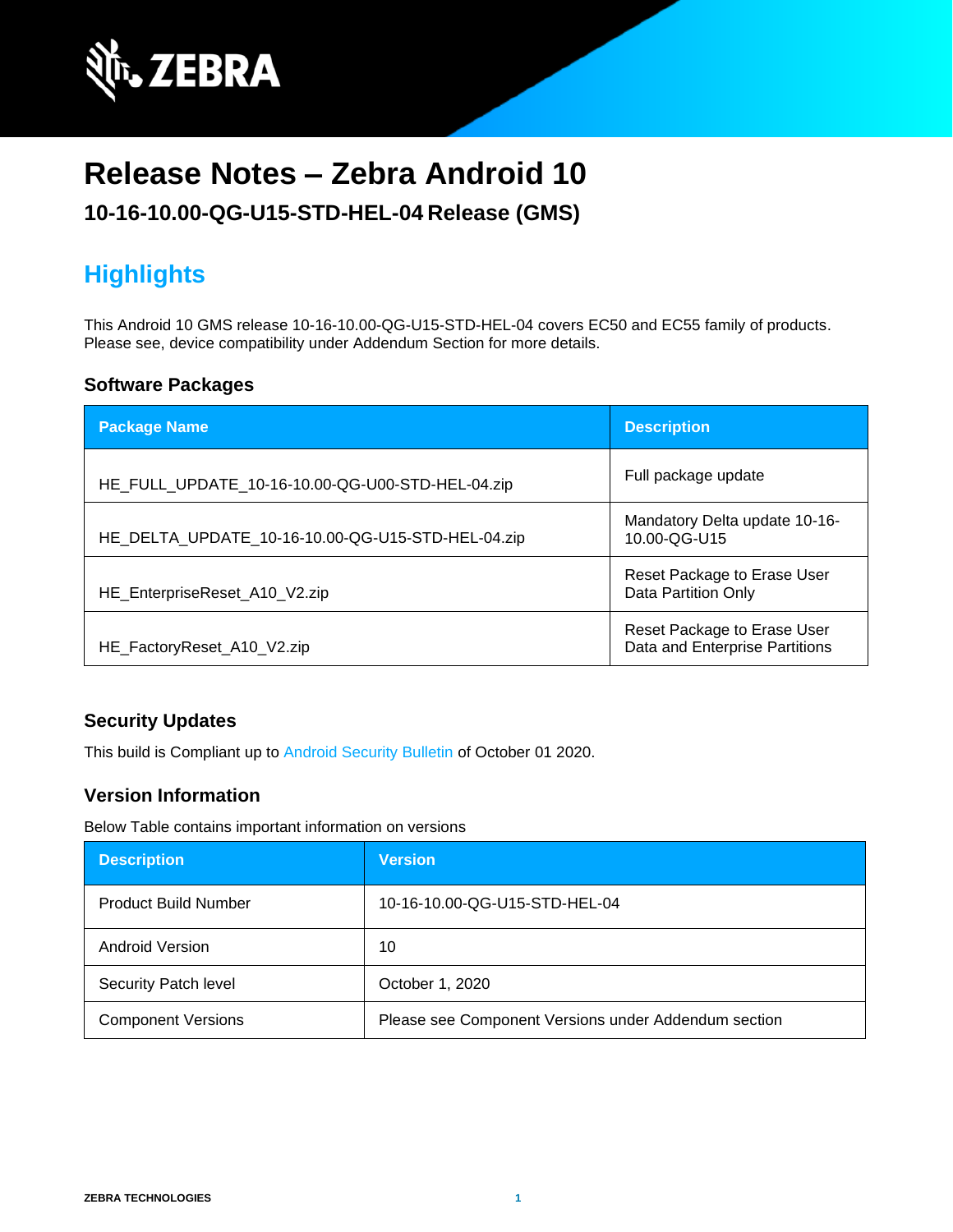# Release Notes – Zebra Android 10

## 10-16-10.00-QG-U15-STD-HEL-04 Release (GMS)

## Highlights

This Android 10 GMS release 10-16-10.00-QG-U15-STD-HEL-04 covers EC50 and EC55 family of products. Please see, device compatibility under Addendum Section for more details.

### Software Packages

| Package Name | Description |
|---|---|
| HE_FULL_UPDATE_10-16-10.00-QG-U00-STD-HEL-04.zip | Full package update |
| HE_DELTA_UPDATE_10-16-10.00-QG-U15-STD-HEL-04.zip | Mandatory Delta update 10-16-10.00-QG-U15 |
| HE_EnterpriseReset_A10_V2.zip | Reset Package to Erase User Data Partition Only |
| HE_FactoryReset_A10_V2.zip | Reset Package to Erase User Data and Enterprise Partitions |

### Security Updates

This build is Compliant up to Android Security Bulletin of October 01 2020.

### Version Information

Below Table contains important information on versions

| Description | Version |
|---|---|
| Product Build Number | 10-16-10.00-QG-U15-STD-HEL-04 |
| Android Version | 10 |
| Security Patch level | October 1, 2020 |
| Component Versions | Please see Component Versions under Addendum section |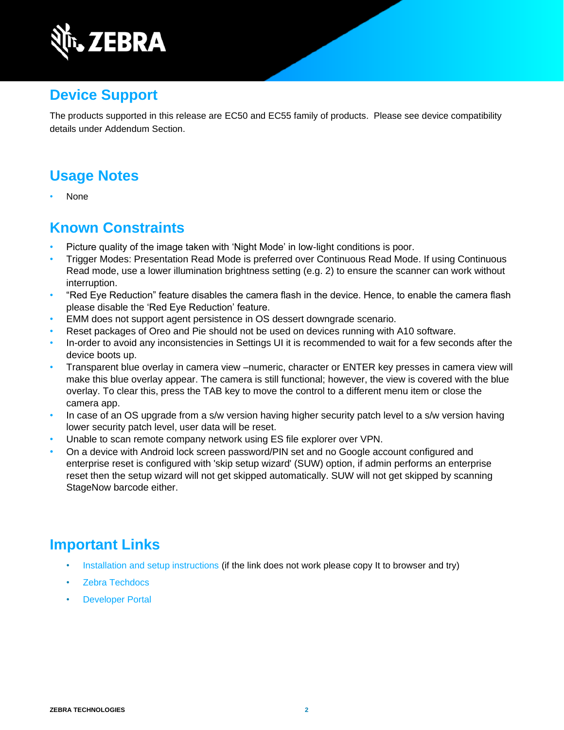## Device Support

The products supported in this release are EC50 and EC55 family of products. Please see device compatibility details under Addendum Section.

## Usage Notes

- None

## Known Constraints

- Picture quality of the image taken with 'Night Mode' in low-light conditions is poor.
- Trigger Modes: Presentation Read Mode is preferred over Continuous Read Mode. If using Continuous Read mode, use a lower illumination brightness setting (e.g. 2) to ensure the scanner can work without interruption.
- "Red Eye Reduction" feature disables the camera flash in the device. Hence, to enable the camera flash please disable the 'Red Eye Reduction' feature.
- EMM does not support agent persistence in OS dessert downgrade scenario.
- Reset packages of Oreo and Pie should not be used on devices running with A10 software.
- In-order to avoid any inconsistencies in Settings UI it is recommended to wait for a few seconds after the device boots up.
- Transparent blue overlay in camera view –numeric, character or ENTER key presses in camera view will make this blue overlay appear. The camera is still functional; however, the view is covered with the blue overlay. To clear this, press the TAB key to move the control to a different menu item or close the camera app.
- In case of an OS upgrade from a s/w version having higher security patch level to a s/w version having lower security patch level, user data will be reset.
- Unable to scan remote company network using ES file explorer over VPN.
- On a device with Android lock screen password/PIN set and no Google account configured and enterprise reset is configured with 'skip setup wizard' (SUW) option, if admin performs an enterprise reset then the setup wizard will not get skipped automatically. SUW will not get skipped by scanning StageNow barcode either.

## Important Links

- Installation and setup instructions (if the link does not work please copy It to browser and try)
- Zebra Techdocs
- Developer Portal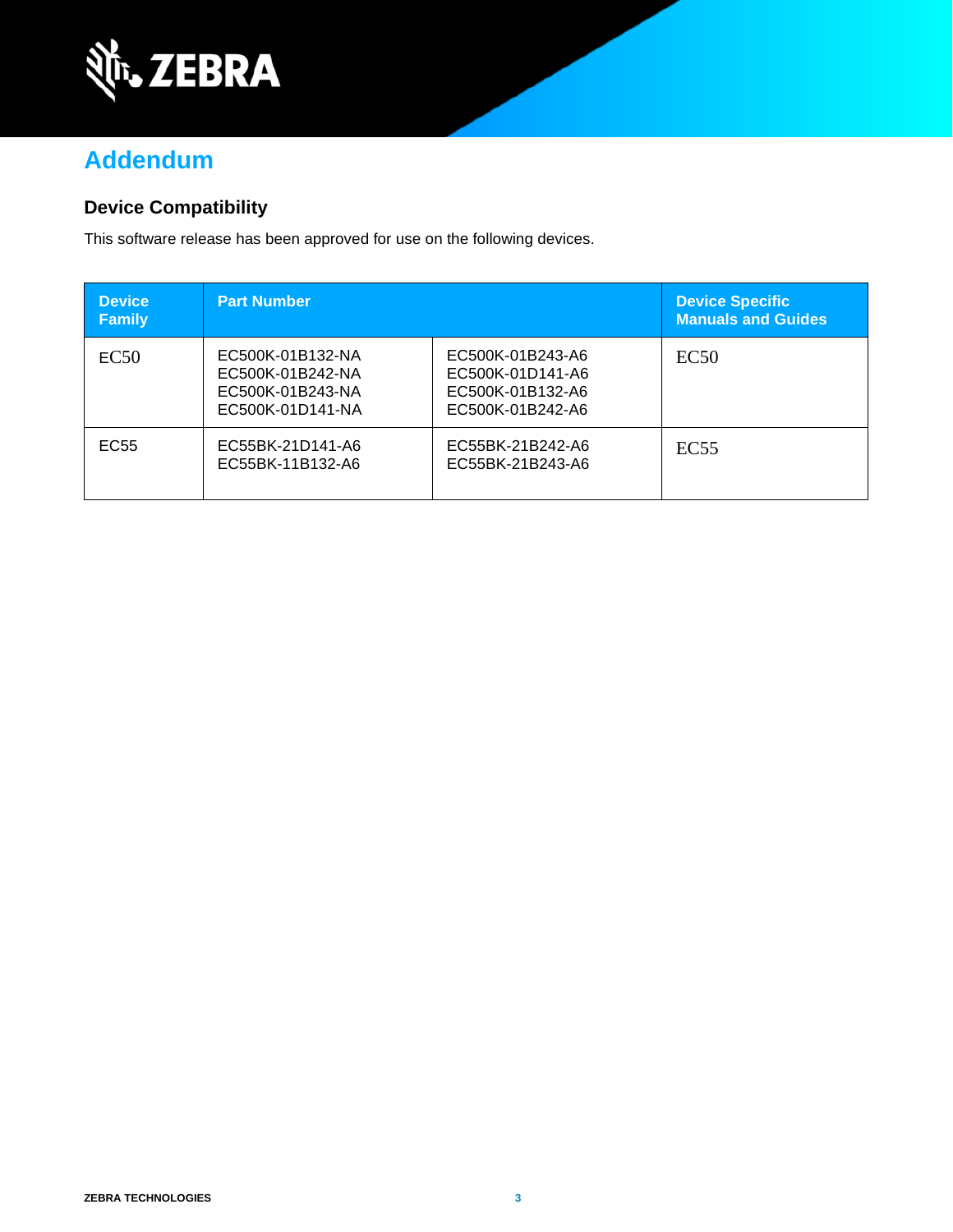## Addendum

### Device Compatibility

This software release has been approved for use on the following devices.

| Device Family | Part Number | | Device Specific Manuals and Guides |
|---|---|---|---|
| EC50 | EC500K-01B132-NA<br>EC500K-01B242-NA<br>EC500K-01B243-NA<br>EC500K-01D141-NA | EC500K-01B243-A6<br>EC500K-01D141-A6<br>EC500K-01B132-A6<br>EC500K-01B242-A6 | EC50 |
| EC55 | EC55BK-21D141-A6<br>EC55BK-11B132-A6 | EC55BK-21B242-A6<br>EC55BK-21B243-A6 | EC55 |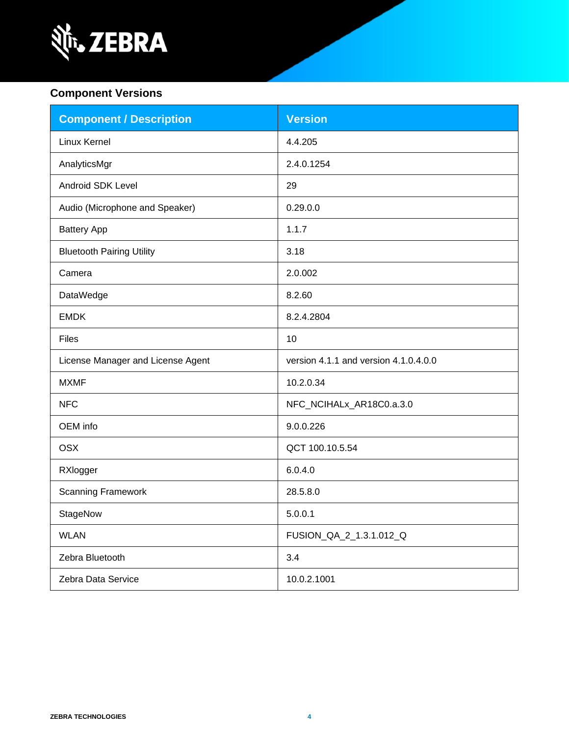## Component Versions

| Component / Description | Version |
|---|---|
| Linux Kernel | 4.4.205 |
| AnalyticsMgr | 2.4.0.1254 |
| Android SDK Level | 29 |
| Audio (Microphone and Speaker) | 0.29.0.0 |
| Battery App | 1.1.7 |
| Bluetooth Pairing Utility | 3.18 |
| Camera | 2.0.002 |
| DataWedge | 8.2.60 |
| EMDK | 8.2.4.2804 |
| Files | 10 |
| License Manager and License Agent | version 4.1.1 and version 4.1.0.4.0.0 |
| MXMF | 10.2.0.34 |
| NFC | NFC_NCIHALx_AR18C0.a.3.0 |
| OEM info | 9.0.0.226 |
| OSX | QCT 100.10.5.54 |
| RXlogger | 6.0.4.0 |
| Scanning Framework | 28.5.8.0 |
| StageNow | 5.0.0.1 |
| WLAN | FUSION_QA_2_1.3.1.012_Q |
| Zebra Bluetooth | 3.4 |
| Zebra Data Service | 10.0.2.1001 |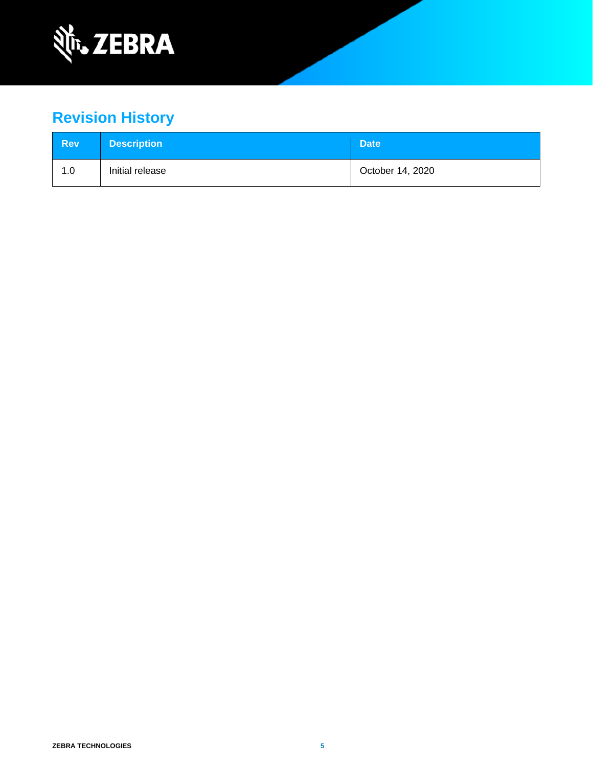# Revision History

| Rev | Description | Date |
|---|---|---|
| 1.0 | Initial release | October 14, 2020 |